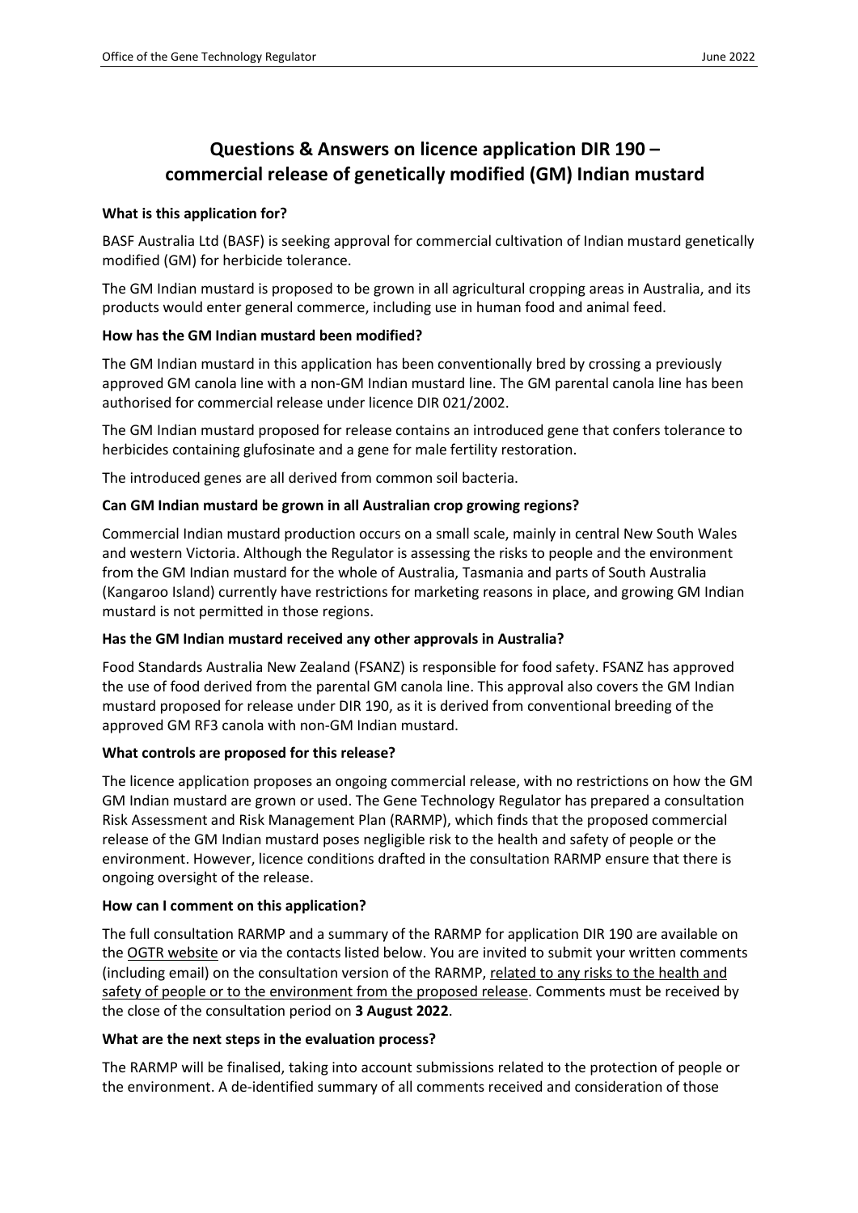# Questions & Answers on licence application DIR 190 – commercial release of genetically modified (GM) Indian mustard

**What is this application for?**

BASF Australia Ltd (BASF) is seeking approval for commercial cultivation of Indian mustard genetically modified (GM) for herbicide tolerance.

The GM Indian mustard is proposed to be grown in all agricultural cropping areas in Australia, and its products would enter general commerce, including use in human food and animal feed.

**How has the GM Indian mustard been modified?**

The GM Indian mustard in this application has been conventionally bred by crossing a previously approved GM canola line with a non-GM Indian mustard line. The GM parental canola line has been authorised for commercial release under licence DIR 021/2002.

The GM Indian mustard proposed for release contains an introduced gene that confers tolerance to herbicides containing glufosinate and a gene for male fertility restoration.

The introduced genes are all derived from common soil bacteria.

**Can GM Indian mustard be grown in all Australian crop growing regions?**

Commercial Indian mustard production occurs on a small scale, mainly in central New South Wales and western Victoria. Although the Regulator is assessing the risks to people and the environment from the GM Indian mustard for the whole of Australia, Tasmania and parts of South Australia (Kangaroo Island) currently have restrictions for marketing reasons in place, and growing GM Indian mustard is not permitted in those regions.

**Has the GM Indian mustard received any other approvals in Australia?**

Food Standards Australia New Zealand (FSANZ) is responsible for food safety. FSANZ has approved the use of food derived from the parental GM canola line. This approval also covers the GM Indian mustard proposed for release under DIR 190, as it is derived from conventional breeding of the approved GM RF3 canola with non-GM Indian mustard.

**What controls are proposed for this release?**

The licence application proposes an ongoing commercial release, with no restrictions on how the GM GM Indian mustard are grown or used. The Gene Technology Regulator has prepared a consultation Risk Assessment and Risk Management Plan (RARMP), which finds that the proposed commercial release of the GM Indian mustard poses negligible risk to the health and safety of people or the environment. However, licence conditions drafted in the consultation RARMP ensure that there is ongoing oversight of the release.

**How can I comment on this application?**

The full consultation RARMP and a summary of the RARMP for application DIR 190 are available on the OGTR website or via the contacts listed below. You are invited to submit your written comments (including email) on the consultation version of the RARMP, related to any risks to the health and safety of people or to the environment from the proposed release. Comments must be received by the close of the consultation period on **3 August 2022**.

**What are the next steps in the evaluation process?**

The RARMP will be finalised, taking into account submissions related to the protection of people or the environment. A de-identified summary of all comments received and consideration of those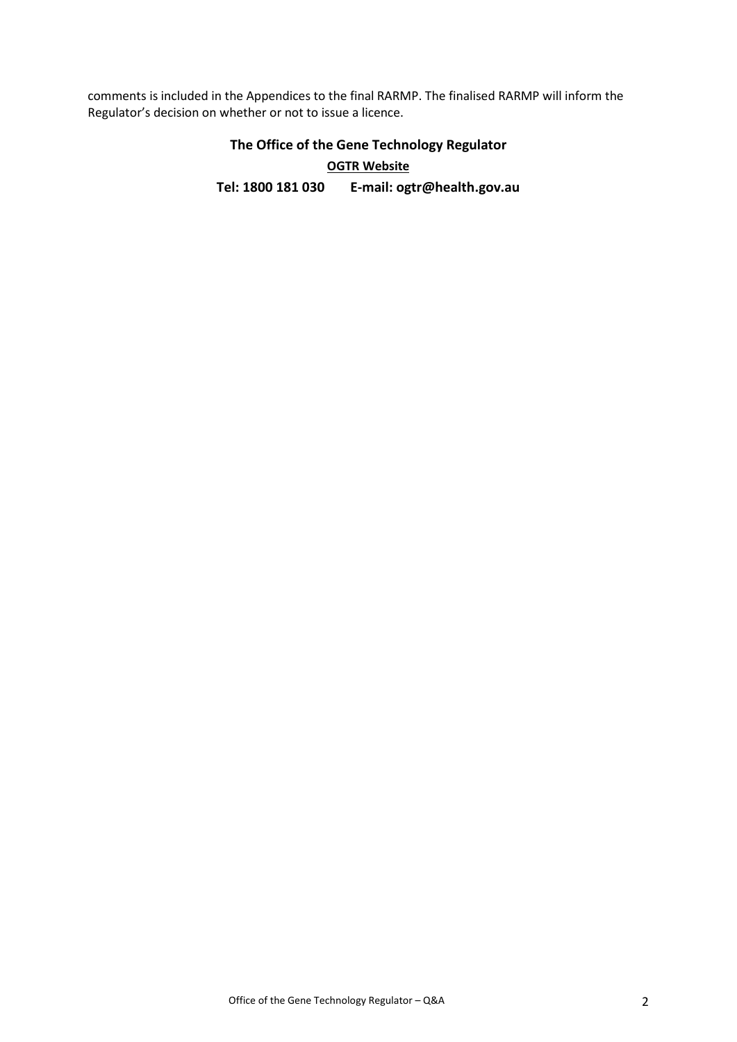comments is included in the Appendices to the final RARMP. The finalised RARMP will inform the Regulator's decision on whether or not to issue a licence.

**The Office of the Gene Technology Regulator**

**OGTR Website**

**Tel: 1800 181 030 E-mail: ogtr@health.gov.au**